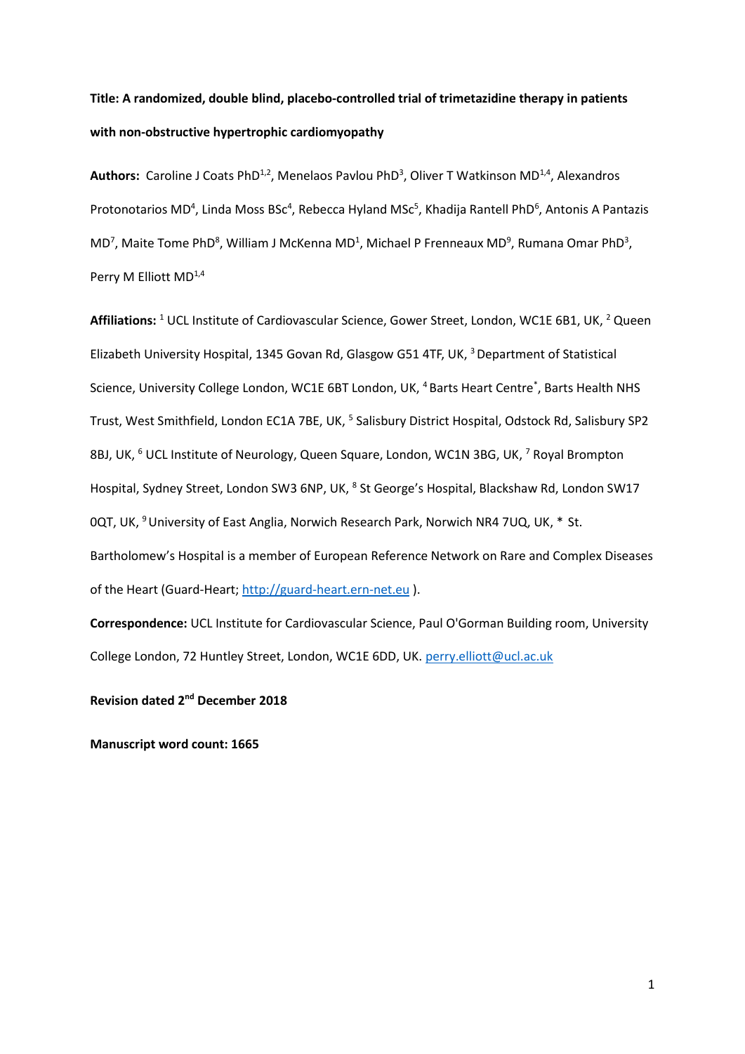**Title: A randomized, double blind, placebo-controlled trial of trimetazidine therapy in patients with non-obstructive hypertrophic cardiomyopathy**

**Authors:** Caroline J Coats PhD[1,2], Menelaos Pavlou PhD[3], Oliver T Watkinson MD[1,4], Alexandros Protonotarios MD[4], Linda Moss BSc[4], Rebecca Hyland MSc[5], Khadija Rantell PhD[6], Antonis A Pantazis MD[7], Maite Tome PhD[8], William J McKenna MD[1], Michael P Frenneaux MD[9], Rumana Omar PhD[3], Perry M Elliott MD[1,4]

**Affiliations:** [1] UCL Institute of Cardiovascular Science, Gower Street, London, WC1E 6B1, UK, [2] Queen Elizabeth University Hospital, 1345 Govan Rd, Glasgow G51 4TF, UK, [3] Department of Statistical Science, University College London, WC1E 6BT London, UK, [4] Barts Heart Centre[*], Barts Health NHS Trust, West Smithfield, London EC1A 7BE, UK, [5] Salisbury District Hospital, Odstock Rd, Salisbury SP2 8BJ, UK, [6] UCL Institute of Neurology, Queen Square, London, WC1N 3BG, UK, [7] Royal Brompton Hospital, Sydney Street, London SW3 6NP, UK, [8] St George's Hospital, Blackshaw Rd, London SW17 0QT, UK, [9] University of East Anglia, Norwich Research Park, Norwich NR4 7UQ, UK, * St. Bartholomew's Hospital is a member of European Reference Network on Rare and Complex Diseases of the Heart (Guard-Heart; http://guard-heart.ern-net.eu ).

**Correspondence:** UCL Institute for Cardiovascular Science, Paul O'Gorman Building room, University College London, 72 Huntley Street, London, WC1E 6DD, UK. perry.elliott@ucl.ac.uk

**Revision dated 2nd December 2018**

**Manuscript word count: 1665**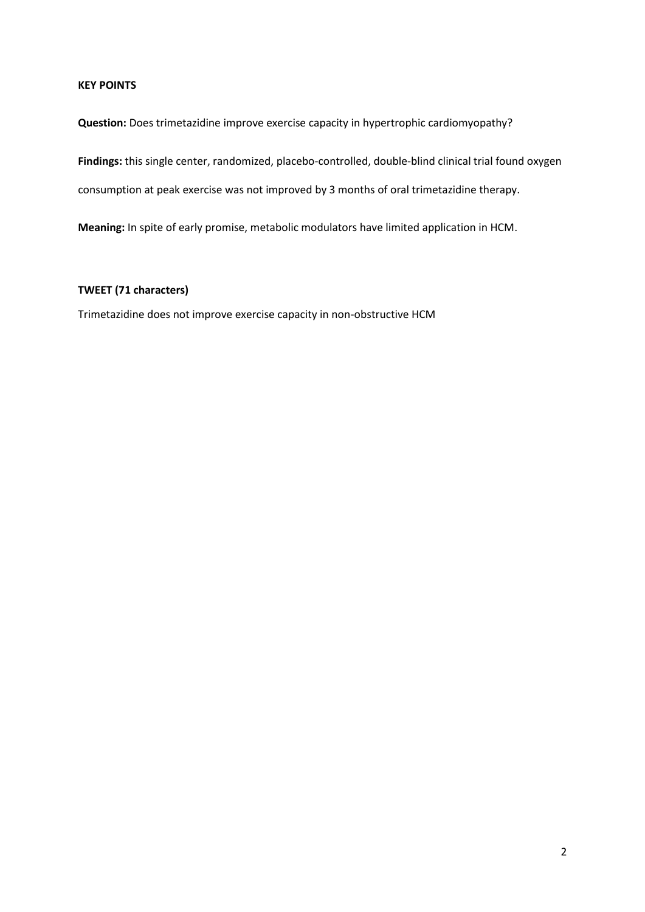**KEY POINTS**

**Question:** Does trimetazidine improve exercise capacity in hypertrophic cardiomyopathy?

**Findings:** this single center, randomized, placebo-controlled, double-blind clinical trial found oxygen consumption at peak exercise was not improved by 3 months of oral trimetazidine therapy.

**Meaning:** In spite of early promise, metabolic modulators have limited application in HCM.

**TWEET (71 characters)**

Trimetazidine does not improve exercise capacity in non-obstructive HCM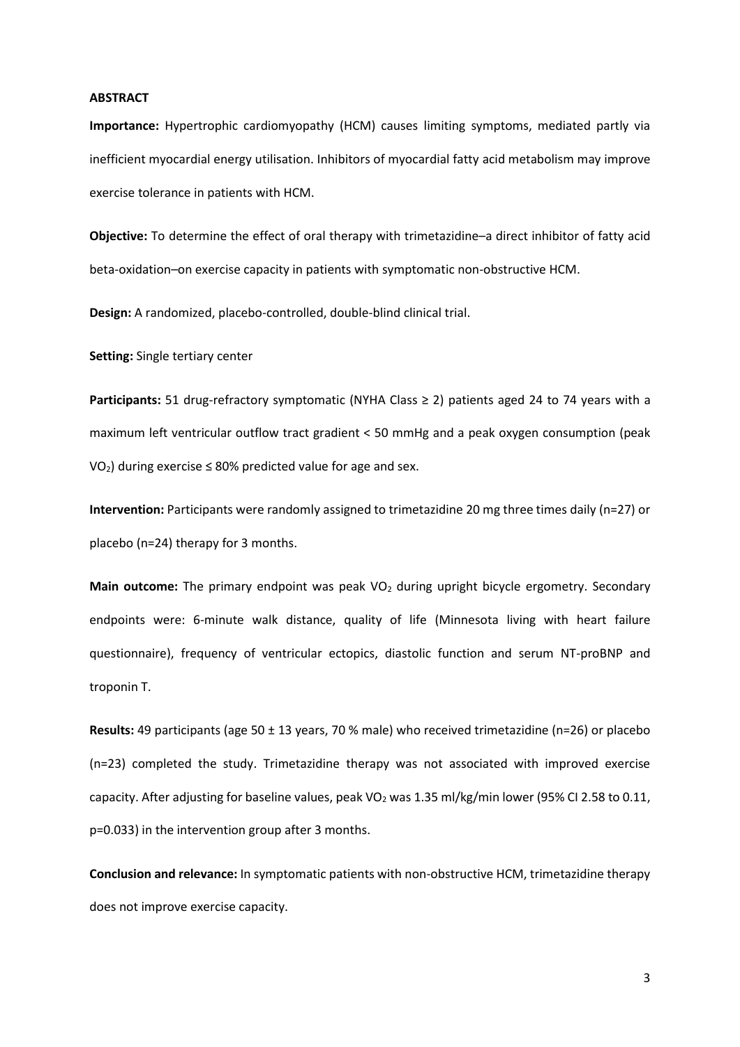## ABSTRACT

**Importance:** Hypertrophic cardiomyopathy (HCM) causes limiting symptoms, mediated partly via inefficient myocardial energy utilisation. Inhibitors of myocardial fatty acid metabolism may improve exercise tolerance in patients with HCM.

**Objective:** To determine the effect of oral therapy with trimetazidine–a direct inhibitor of fatty acid beta-oxidation–on exercise capacity in patients with symptomatic non-obstructive HCM.

**Design:** A randomized, placebo-controlled, double-blind clinical trial.

**Setting:** Single tertiary center

**Participants:** 51 drug-refractory symptomatic (NYHA Class ≥ 2) patients aged 24 to 74 years with a maximum left ventricular outflow tract gradient < 50 mmHg and a peak oxygen consumption (peak $VO_2$) during exercise ≤ 80% predicted value for age and sex.

**Intervention:** Participants were randomly assigned to trimetazidine 20 mg three times daily (n=27) or placebo (n=24) therapy for 3 months.

**Main outcome:** The primary endpoint was peak $VO_2$ during upright bicycle ergometry. Secondary endpoints were: 6-minute walk distance, quality of life (Minnesota living with heart failure questionnaire), frequency of ventricular ectopics, diastolic function and serum NT-proBNP and troponin T.

**Results:** 49 participants (age 50 ± 13 years, 70 % male) who received trimetazidine (n=26) or placebo (n=23) completed the study. Trimetazidine therapy was not associated with improved exercise capacity. After adjusting for baseline values, peak $VO_2$ was 1.35 ml/kg/min lower (95% CI 2.58 to 0.11, p=0.033) in the intervention group after 3 months.

**Conclusion and relevance:** In symptomatic patients with non-obstructive HCM, trimetazidine therapy does not improve exercise capacity.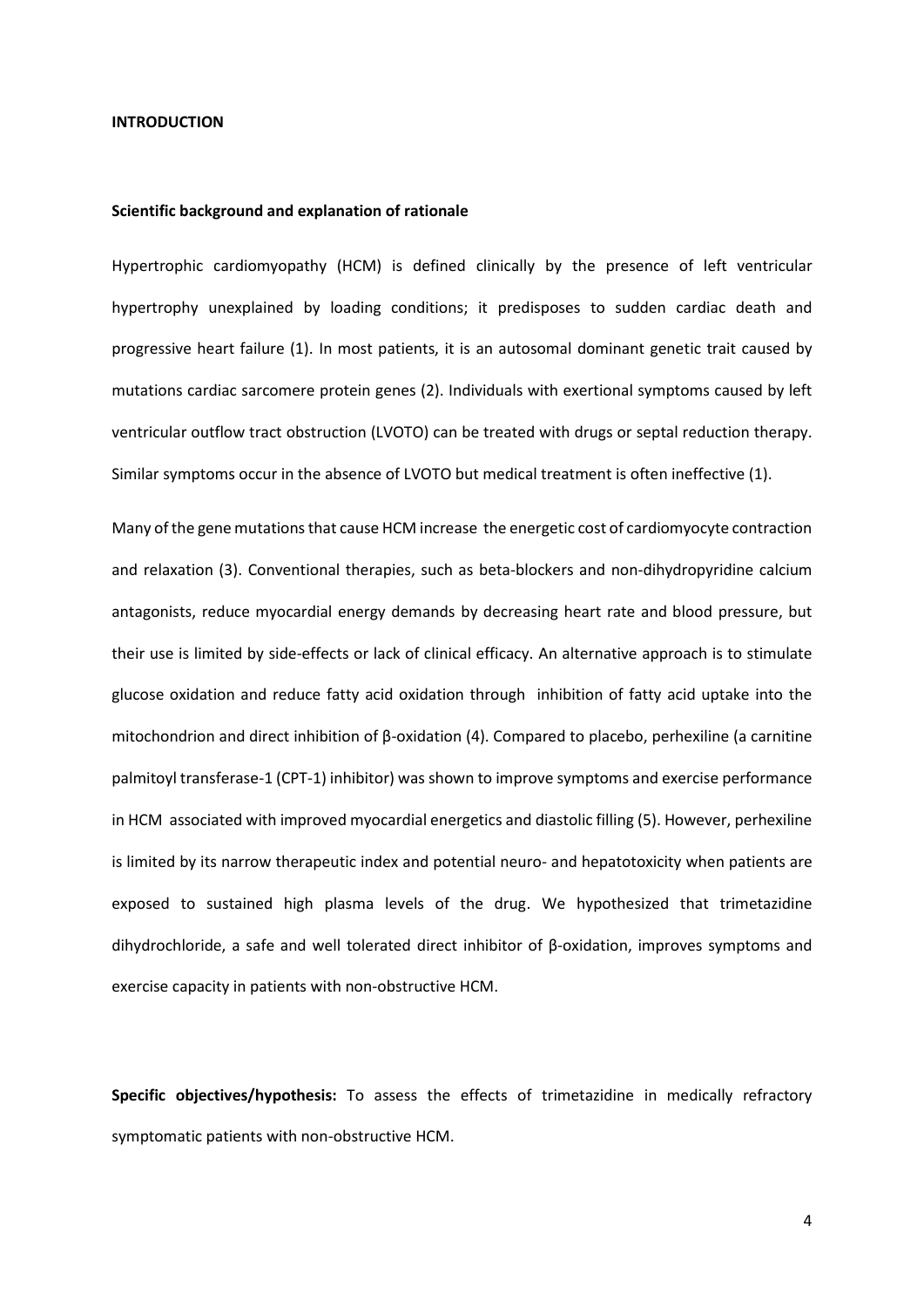## INTRODUCTION

### Scientific background and explanation of rationale

Hypertrophic cardiomyopathy (HCM) is defined clinically by the presence of left ventricular hypertrophy unexplained by loading conditions; it predisposes to sudden cardiac death and progressive heart failure (1). In most patients, it is an autosomal dominant genetic trait caused by mutations cardiac sarcomere protein genes (2). Individuals with exertional symptoms caused by left ventricular outflow tract obstruction (LVOTO) can be treated with drugs or septal reduction therapy. Similar symptoms occur in the absence of LVOTO but medical treatment is often ineffective (1).

Many of the gene mutations that cause HCM increase the energetic cost of cardiomyocyte contraction and relaxation (3). Conventional therapies, such as beta-blockers and non-dihydropyridine calcium antagonists, reduce myocardial energy demands by decreasing heart rate and blood pressure, but their use is limited by side-effects or lack of clinical efficacy. An alternative approach is to stimulate glucose oxidation and reduce fatty acid oxidation through inhibition of fatty acid uptake into the mitochondrion and direct inhibition of β-oxidation (4). Compared to placebo, perhexiline (a carnitine palmitoyl transferase-1 (CPT-1) inhibitor) was shown to improve symptoms and exercise performance in HCM associated with improved myocardial energetics and diastolic filling (5). However, perhexiline is limited by its narrow therapeutic index and potential neuro- and hepatotoxicity when patients are exposed to sustained high plasma levels of the drug. We hypothesized that trimetazidine dihydrochloride, a safe and well tolerated direct inhibitor of β-oxidation, improves symptoms and exercise capacity in patients with non-obstructive HCM.

**Specific objectives/hypothesis:** To assess the effects of trimetazidine in medically refractory symptomatic patients with non-obstructive HCM.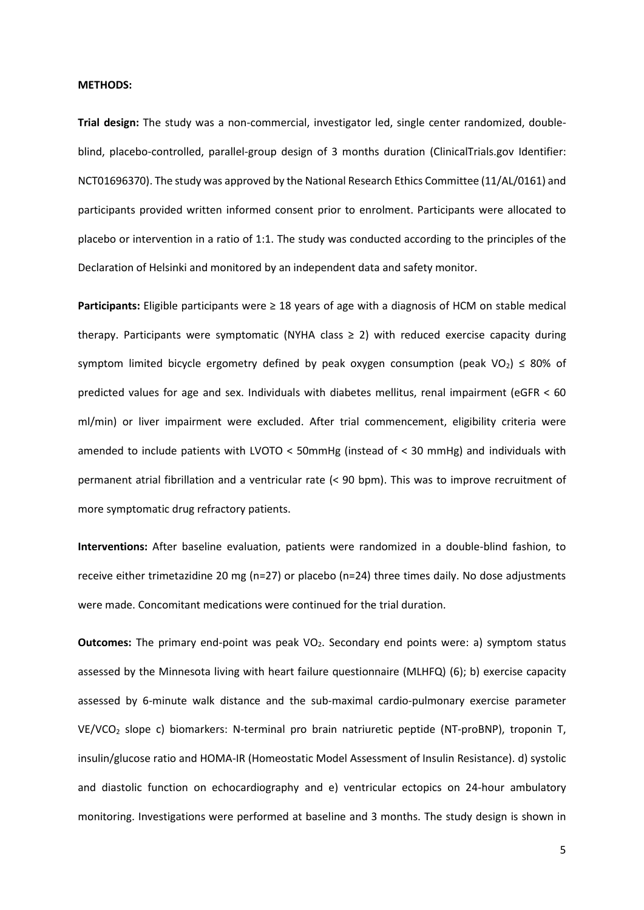**METHODS:**

**Trial design:** The study was a non-commercial, investigator led, single center randomized, double-blind, placebo-controlled, parallel-group design of 3 months duration (ClinicalTrials.gov Identifier: NCT01696370). The study was approved by the National Research Ethics Committee (11/AL/0161) and participants provided written informed consent prior to enrolment. Participants were allocated to placebo or intervention in a ratio of 1:1. The study was conducted according to the principles of the Declaration of Helsinki and monitored by an independent data and safety monitor.

**Participants:** Eligible participants were ≥ 18 years of age with a diagnosis of HCM on stable medical therapy. Participants were symptomatic (NYHA class ≥ 2) with reduced exercise capacity during symptom limited bicycle ergometry defined by peak oxygen consumption (peak $VO_2$) ≤ 80% of predicted values for age and sex. Individuals with diabetes mellitus, renal impairment (eGFR < 60 ml/min) or liver impairment were excluded. After trial commencement, eligibility criteria were amended to include patients with LVOTO < 50mmHg (instead of < 30 mmHg) and individuals with permanent atrial fibrillation and a ventricular rate (< 90 bpm). This was to improve recruitment of more symptomatic drug refractory patients.

**Interventions:** After baseline evaluation, patients were randomized in a double-blind fashion, to receive either trimetazidine 20 mg (n=27) or placebo (n=24) three times daily. No dose adjustments were made. Concomitant medications were continued for the trial duration.

**Outcomes:** The primary end-point was peak $VO_2$. Secondary end points were: a) symptom status assessed by the Minnesota living with heart failure questionnaire (MLHFQ) (6); b) exercise capacity assessed by 6-minute walk distance and the sub-maximal cardio-pulmonary exercise parameter $VE/VCO_2$ slope c) biomarkers: N-terminal pro brain natriuretic peptide (NT-proBNP), troponin T, insulin/glucose ratio and HOMA-IR (Homeostatic Model Assessment of Insulin Resistance). d) systolic and diastolic function on echocardiography and e) ventricular ectopics on 24-hour ambulatory monitoring. Investigations were performed at baseline and 3 months. The study design is shown in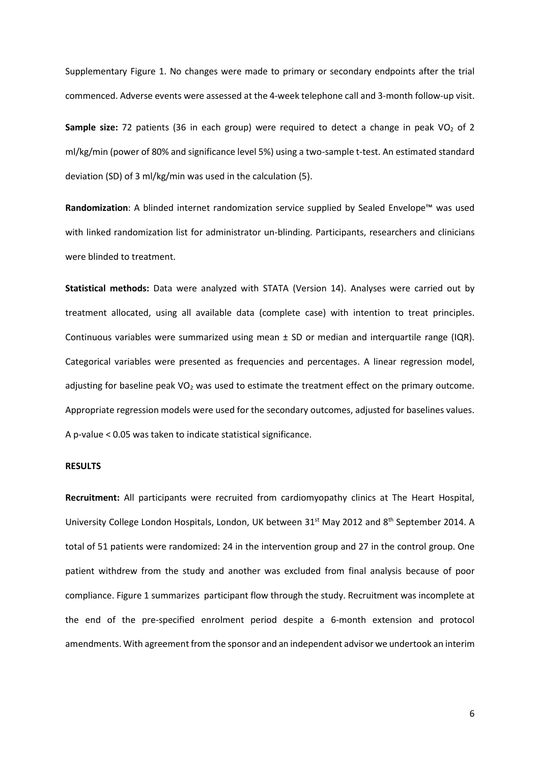Supplementary Figure 1. No changes were made to primary or secondary endpoints after the trial commenced. Adverse events were assessed at the 4-week telephone call and 3-month follow-up visit.

**Sample size:** 72 patients (36 in each group) were required to detect a change in peak $VO_2$ of 2 ml/kg/min (power of 80% and significance level 5%) using a two-sample t-test. An estimated standard deviation (SD) of 3 ml/kg/min was used in the calculation (5).

**Randomization**: A blinded internet randomization service supplied by Sealed Envelope™ was used with linked randomization list for administrator un-blinding. Participants, researchers and clinicians were blinded to treatment.

**Statistical methods:** Data were analyzed with STATA (Version 14). Analyses were carried out by treatment allocated, using all available data (complete case) with intention to treat principles. Continuous variables were summarized using mean ± SD or median and interquartile range (IQR). Categorical variables were presented as frequencies and percentages. A linear regression model, adjusting for baseline peak $VO_2$ was used to estimate the treatment effect on the primary outcome. Appropriate regression models were used for the secondary outcomes, adjusted for baselines values. A p-value < 0.05 was taken to indicate statistical significance.

**RESULTS**

**Recruitment:** All participants were recruited from cardiomyopathy clinics at The Heart Hospital, University College London Hospitals, London, UK between 31st May 2012 and 8th September 2014. A total of 51 patients were randomized: 24 in the intervention group and 27 in the control group. One patient withdrew from the study and another was excluded from final analysis because of poor compliance. Figure 1 summarizes participant flow through the study. Recruitment was incomplete at the end of the pre-specified enrolment period despite a 6-month extension and protocol amendments. With agreement from the sponsor and an independent advisor we undertook an interim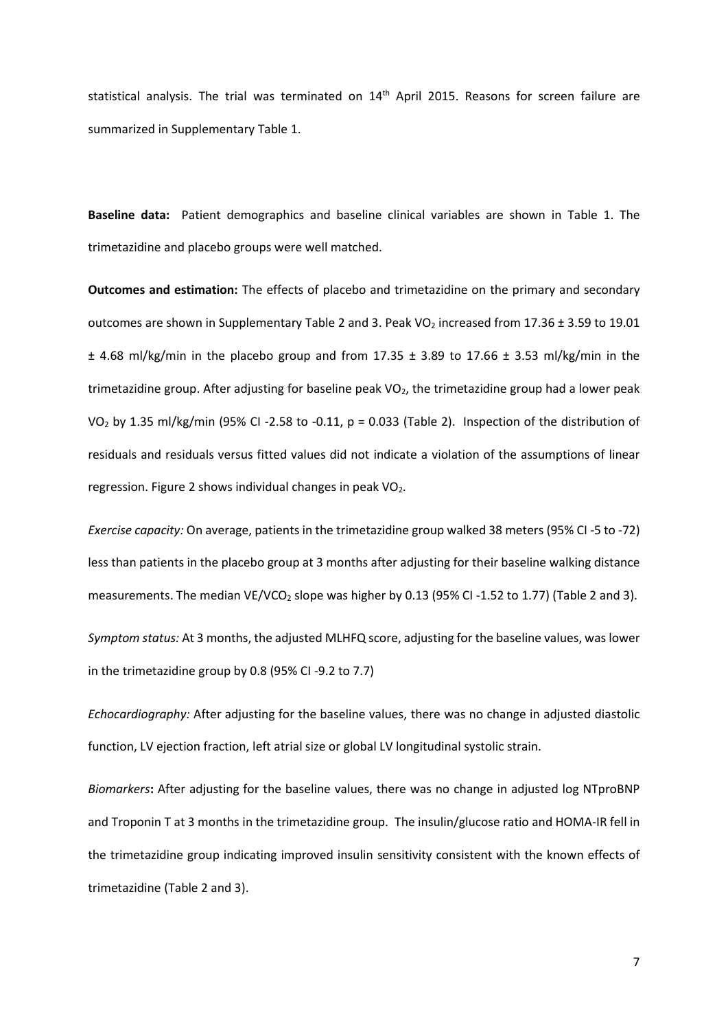statistical analysis. The trial was terminated on 14th April 2015. Reasons for screen failure are summarized in Supplementary Table 1.

**Baseline data:** Patient demographics and baseline clinical variables are shown in Table 1. The trimetazidine and placebo groups were well matched.

**Outcomes and estimation:** The effects of placebo and trimetazidine on the primary and secondary outcomes are shown in Supplementary Table 2 and 3. Peak $VO_2$ increased from 17.36 ± 3.59 to 19.01 ± 4.68 ml/kg/min in the placebo group and from 17.35 ± 3.89 to 17.66 ± 3.53 ml/kg/min in the trimetazidine group. After adjusting for baseline peak $VO_2$, the trimetazidine group had a lower peak $VO_2$ by 1.35 ml/kg/min (95% CI -2.58 to -0.11, $p = 0.033$ (Table 2). Inspection of the distribution of residuals and residuals versus fitted values did not indicate a violation of the assumptions of linear regression. Figure 2 shows individual changes in peak $VO_2$.

*Exercise capacity:* On average, patients in the trimetazidine group walked 38 meters (95% CI -5 to -72) less than patients in the placebo group at 3 months after adjusting for their baseline walking distance measurements. The median $VE/VCO_2$ slope was higher by 0.13 (95% CI -1.52 to 1.77) (Table 2 and 3).

*Symptom status:* At 3 months, the adjusted MLHFQ score, adjusting for the baseline values, was lower in the trimetazidine group by 0.8 (95% CI -9.2 to 7.7)

*Echocardiography:* After adjusting for the baseline values, there was no change in adjusted diastolic function, LV ejection fraction, left atrial size or global LV longitudinal systolic strain.

*Biomarkers***:** After adjusting for the baseline values, there was no change in adjusted log NTproBNP and Troponin T at 3 months in the trimetazidine group. The insulin/glucose ratio and HOMA-IR fell in the trimetazidine group indicating improved insulin sensitivity consistent with the known effects of trimetazidine (Table 2 and 3).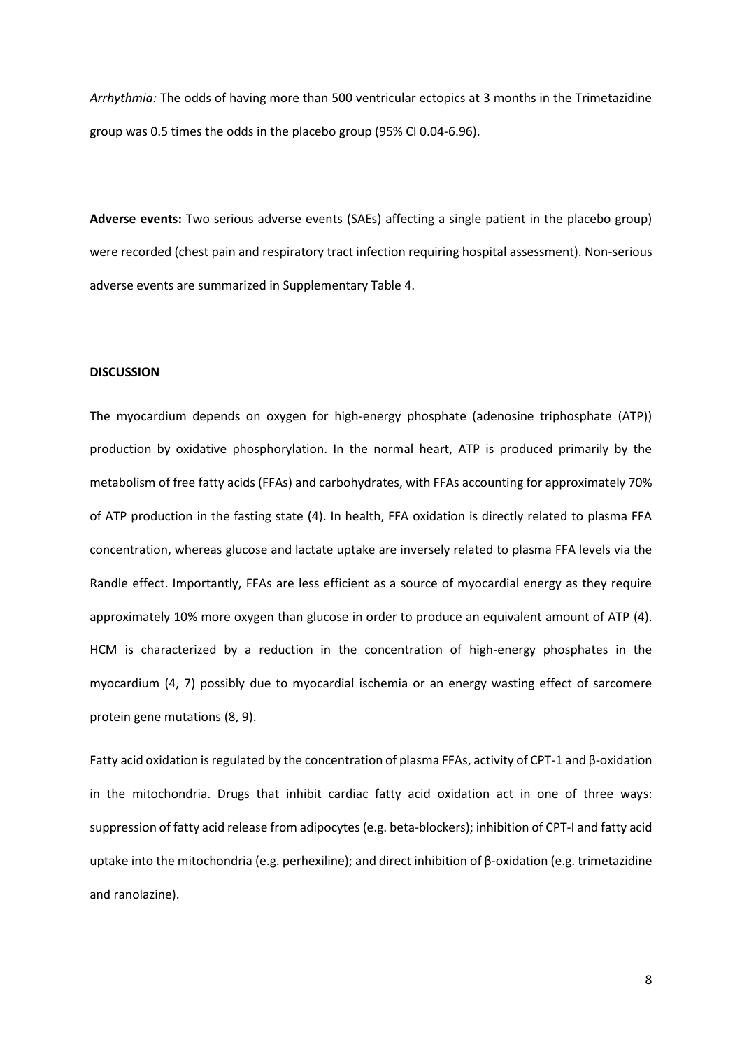*Arrhythmia:* The odds of having more than 500 ventricular ectopics at 3 months in the Trimetazidine group was 0.5 times the odds in the placebo group (95% CI 0.04-6.96).

**Adverse events:** Two serious adverse events (SAEs) affecting a single patient in the placebo group) were recorded (chest pain and respiratory tract infection requiring hospital assessment). Non-serious adverse events are summarized in Supplementary Table 4.

## DISCUSSION

The myocardium depends on oxygen for high-energy phosphate (adenosine triphosphate (ATP)) production by oxidative phosphorylation. In the normal heart, ATP is produced primarily by the metabolism of free fatty acids (FFAs) and carbohydrates, with FFAs accounting for approximately 70% of ATP production in the fasting state (4). In health, FFA oxidation is directly related to plasma FFA concentration, whereas glucose and lactate uptake are inversely related to plasma FFA levels via the Randle effect. Importantly, FFAs are less efficient as a source of myocardial energy as they require approximately 10% more oxygen than glucose in order to produce an equivalent amount of ATP (4). HCM is characterized by a reduction in the concentration of high-energy phosphates in the myocardium (4, 7) possibly due to myocardial ischemia or an energy wasting effect of sarcomere protein gene mutations (8, 9).

Fatty acid oxidation is regulated by the concentration of plasma FFAs, activity of CPT-1 and β-oxidation in the mitochondria. Drugs that inhibit cardiac fatty acid oxidation act in one of three ways: suppression of fatty acid release from adipocytes (e.g. beta-blockers); inhibition of CPT-I and fatty acid uptake into the mitochondria (e.g. perhexiline); and direct inhibition of β-oxidation (e.g. trimetazidine and ranolazine).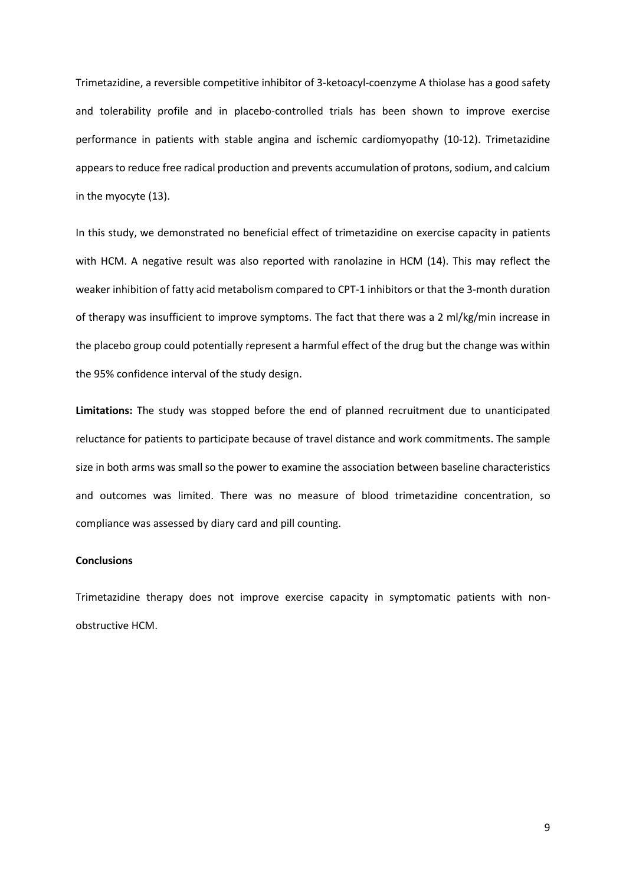Trimetazidine, a reversible competitive inhibitor of 3-ketoacyl-coenzyme A thiolase has a good safety and tolerability profile and in placebo-controlled trials has been shown to improve exercise performance in patients with stable angina and ischemic cardiomyopathy (10-12). Trimetazidine appears to reduce free radical production and prevents accumulation of protons, sodium, and calcium in the myocyte (13).

In this study, we demonstrated no beneficial effect of trimetazidine on exercise capacity in patients with HCM. A negative result was also reported with ranolazine in HCM (14). This may reflect the weaker inhibition of fatty acid metabolism compared to CPT-1 inhibitors or that the 3-month duration of therapy was insufficient to improve symptoms. The fact that there was a 2 ml/kg/min increase in the placebo group could potentially represent a harmful effect of the drug but the change was within the 95% confidence interval of the study design.

**Limitations:** The study was stopped before the end of planned recruitment due to unanticipated reluctance for patients to participate because of travel distance and work commitments. The sample size in both arms was small so the power to examine the association between baseline characteristics and outcomes was limited. There was no measure of blood trimetazidine concentration, so compliance was assessed by diary card and pill counting.

**Conclusions**

Trimetazidine therapy does not improve exercise capacity in symptomatic patients with non-obstructive HCM.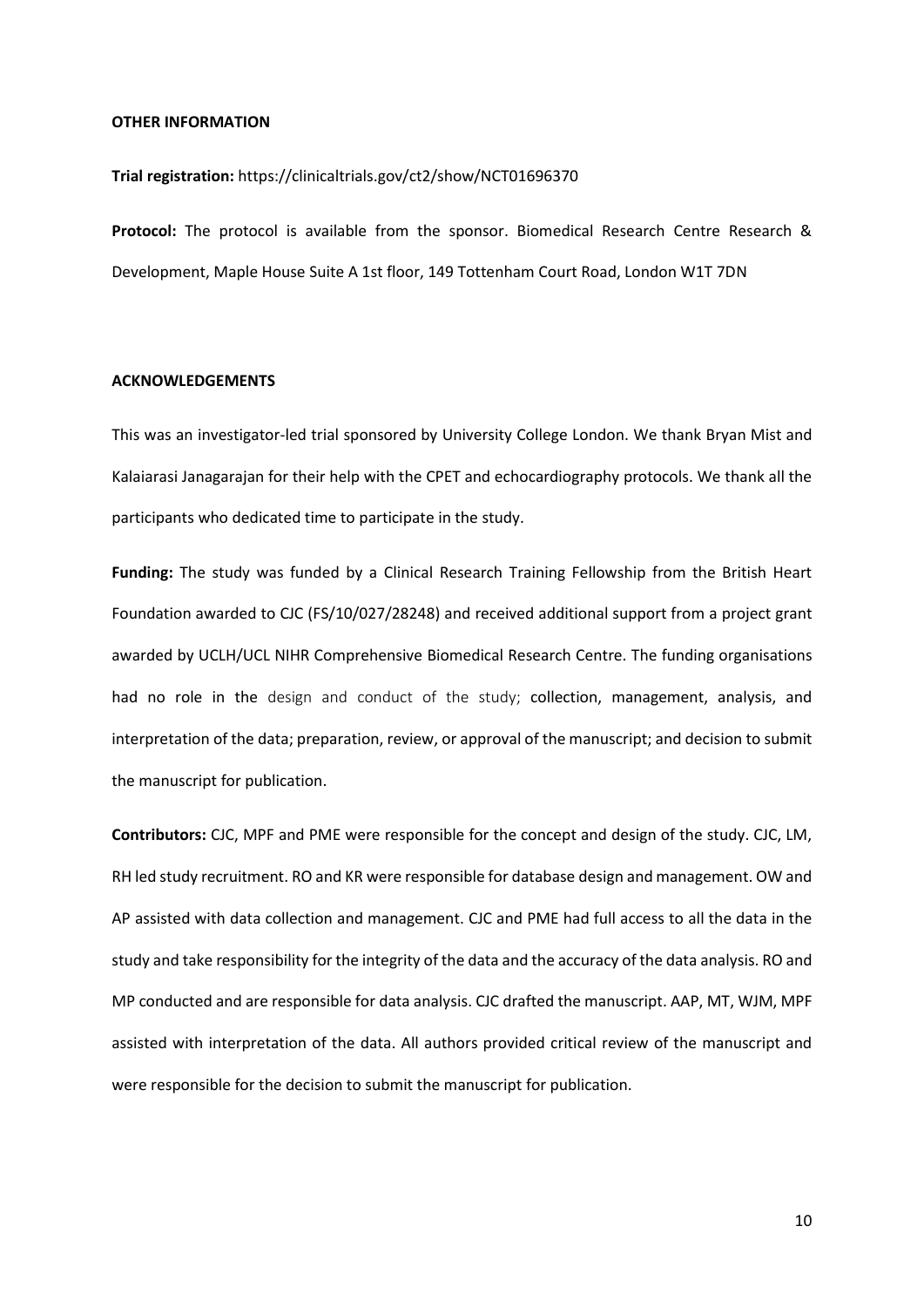## OTHER INFORMATION

**Trial registration:** https://clinicaltrials.gov/ct2/show/NCT01696370

**Protocol:** The protocol is available from the sponsor. Biomedical Research Centre Research & Development, Maple House Suite A 1st floor, 149 Tottenham Court Road, London W1T 7DN

## ACKNOWLEDGEMENTS

This was an investigator-led trial sponsored by University College London. We thank Bryan Mist and Kalaiarasi Janagarajan for their help with the CPET and echocardiography protocols. We thank all the participants who dedicated time to participate in the study.

**Funding:** The study was funded by a Clinical Research Training Fellowship from the British Heart Foundation awarded to CJC (FS/10/027/28248) and received additional support from a project grant awarded by UCLH/UCL NIHR Comprehensive Biomedical Research Centre. The funding organisations had no role in the design and conduct of the study; collection, management, analysis, and interpretation of the data; preparation, review, or approval of the manuscript; and decision to submit the manuscript for publication.

**Contributors:** CJC, MPF and PME were responsible for the concept and design of the study. CJC, LM, RH led study recruitment. RO and KR were responsible for database design and management. OW and AP assisted with data collection and management. CJC and PME had full access to all the data in the study and take responsibility for the integrity of the data and the accuracy of the data analysis. RO and MP conducted and are responsible for data analysis. CJC drafted the manuscript. AAP, MT, WJM, MPF assisted with interpretation of the data. All authors provided critical review of the manuscript and were responsible for the decision to submit the manuscript for publication.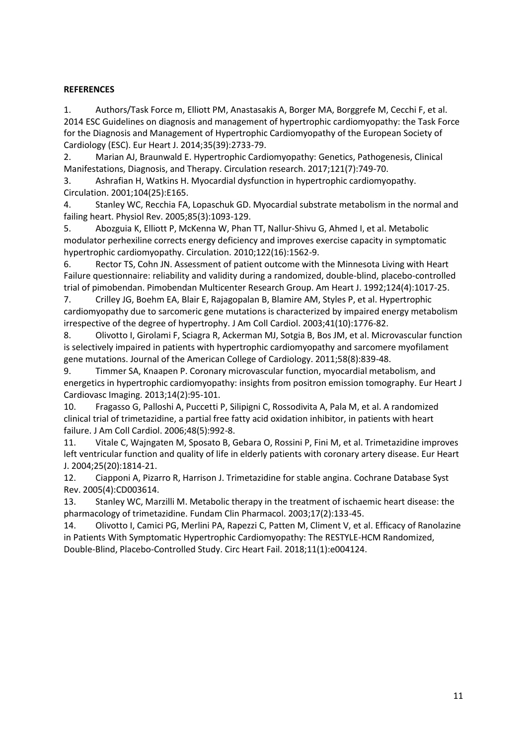**REFERENCES**

1. Authors/Task Force m, Elliott PM, Anastasakis A, Borger MA, Borggrefe M, Cecchi F, et al. 2014 ESC Guidelines on diagnosis and management of hypertrophic cardiomyopathy: the Task Force for the Diagnosis and Management of Hypertrophic Cardiomyopathy of the European Society of Cardiology (ESC). Eur Heart J. 2014;35(39):2733-79.
2. Marian AJ, Braunwald E. Hypertrophic Cardiomyopathy: Genetics, Pathogenesis, Clinical Manifestations, Diagnosis, and Therapy. Circulation research. 2017;121(7):749-70.
3. Ashrafian H, Watkins H. Myocardial dysfunction in hypertrophic cardiomyopathy. Circulation. 2001;104(25):E165.
4. Stanley WC, Recchia FA, Lopaschuk GD. Myocardial substrate metabolism in the normal and failing heart. Physiol Rev. 2005;85(3):1093-129.
5. Abozguia K, Elliott P, McKenna W, Phan TT, Nallur-Shivu G, Ahmed I, et al. Metabolic modulator perhexiline corrects energy deficiency and improves exercise capacity in symptomatic hypertrophic cardiomyopathy. Circulation. 2010;122(16):1562-9.
6. Rector TS, Cohn JN. Assessment of patient outcome with the Minnesota Living with Heart Failure questionnaire: reliability and validity during a randomized, double-blind, placebo-controlled trial of pimobendan. Pimobendan Multicenter Research Group. Am Heart J. 1992;124(4):1017-25.
7. Crilley JG, Boehm EA, Blair E, Rajagopalan B, Blamire AM, Styles P, et al. Hypertrophic cardiomyopathy due to sarcomeric gene mutations is characterized by impaired energy metabolism irrespective of the degree of hypertrophy. J Am Coll Cardiol. 2003;41(10):1776-82.
8. Olivotto I, Girolami F, Sciagra R, Ackerman MJ, Sotgia B, Bos JM, et al. Microvascular function is selectively impaired in patients with hypertrophic cardiomyopathy and sarcomere myofilament gene mutations. Journal of the American College of Cardiology. 2011;58(8):839-48.
9. Timmer SA, Knaapen P. Coronary microvascular function, myocardial metabolism, and energetics in hypertrophic cardiomyopathy: insights from positron emission tomography. Eur Heart J Cardiovasc Imaging. 2013;14(2):95-101.
10. Fragasso G, Palloshi A, Puccetti P, Silipigni C, Rossodivita A, Pala M, et al. A randomized clinical trial of trimetazidine, a partial free fatty acid oxidation inhibitor, in patients with heart failure. J Am Coll Cardiol. 2006;48(5):992-8.
11. Vitale C, Wajngaten M, Sposato B, Gebara O, Rossini P, Fini M, et al. Trimetazidine improves left ventricular function and quality of life in elderly patients with coronary artery disease. Eur Heart J. 2004;25(20):1814-21.
12. Ciapponi A, Pizarro R, Harrison J. Trimetazidine for stable angina. Cochrane Database Syst Rev. 2005(4):CD003614.
13. Stanley WC, Marzilli M. Metabolic therapy in the treatment of ischaemic heart disease: the pharmacology of trimetazidine. Fundam Clin Pharmacol. 2003;17(2):133-45.
14. Olivotto I, Camici PG, Merlini PA, Rapezzi C, Patten M, Climent V, et al. Efficacy of Ranolazine in Patients With Symptomatic Hypertrophic Cardiomyopathy: The RESTYLE-HCM Randomized, Double-Blind, Placebo-Controlled Study. Circ Heart Fail. 2018;11(1):e004124.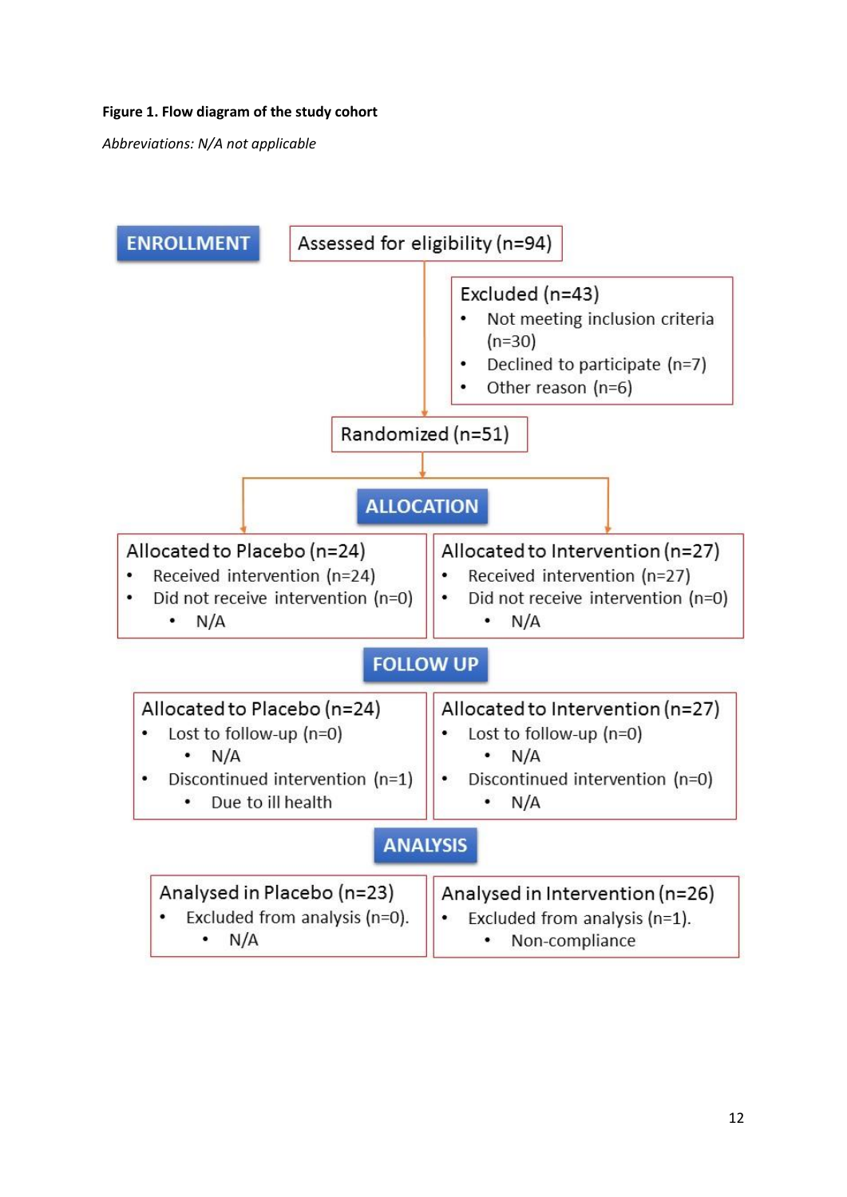**Figure 1. Flow diagram of the study cohort**

*Abbreviations: N/A not applicable*

**ENROLLMENT**

Assessed for eligibility (n=94)

Excluded (n=43)

- Not meeting inclusion criteria (n=30)
- Declined to participate (n=7)
- Other reason (n=6)

Randomized (n=51)

**ALLOCATION**

Allocated to Placebo (n=24)

- Received intervention (n=24)
- Did not receive intervention (n=0)
  - N/A

Allocated to Intervention (n=27)

- Received intervention (n=27)
- Did not receive intervention (n=0)
  - N/A

**FOLLOW UP**

Allocated to Placebo (n=24)

- Lost to follow-up (n=0)
  - N/A
- Discontinued intervention (n=1)
  - Due to ill health

Allocated to Intervention (n=27)

- Lost to follow-up (n=0)
  - N/A
- Discontinued intervention (n=0)
  - N/A

**ANALYSIS**

Analysed in Placebo (n=23)

- Excluded from analysis (n=0).
  - N/A

Analysed in Intervention (n=26)

- Excluded from analysis (n=1).
  - Non-compliance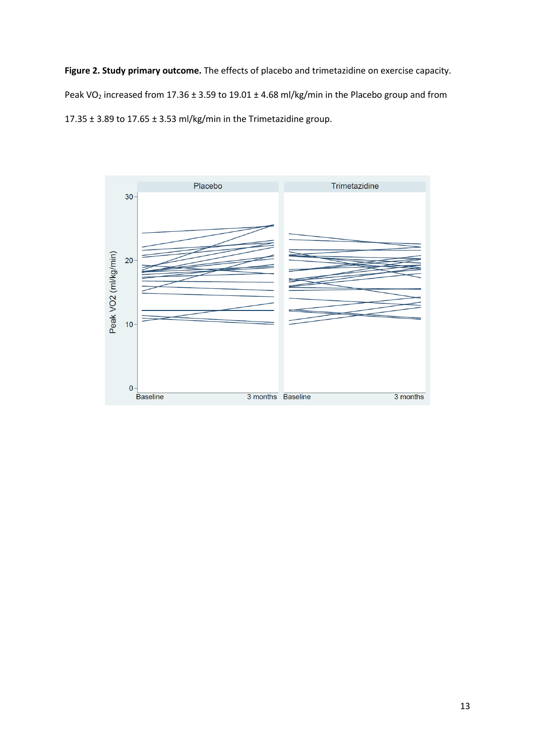**Figure 2. Study primary outcome.** The effects of placebo and trimetazidine on exercise capacity. Peak $VO_2$ increased from 17.36 ± 3.59 to 19.01 ± 4.68 ml/kg/min in the Placebo group and from 17.35 ± 3.89 to 17.65 ± 3.53 ml/kg/min in the Trimetazidine group.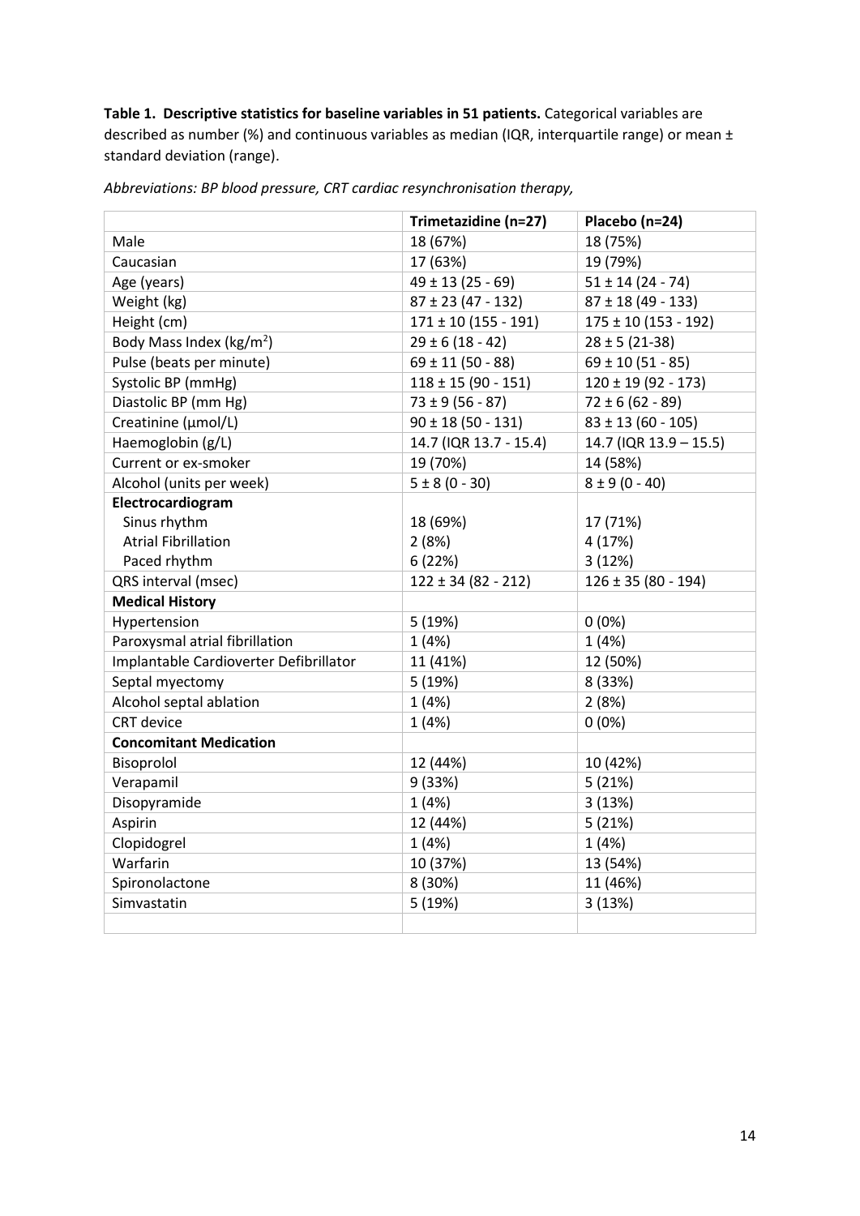**Table 1. Descriptive statistics for baseline variables in 51 patients.** Categorical variables are described as number (%) and continuous variables as median (IQR, interquartile range) or mean ± standard deviation (range).

*Abbreviations: BP blood pressure, CRT cardiac resynchronisation therapy,*

| | Trimetazidine (n=27) | Placebo (n=24) |
|---|---|---|
| Male | 18 (67%) | 18 (75%) |
| Caucasian | 17 (63%) | 19 (79%) |
| Age (years) | 49 ± 13 (25 - 69) | 51 ± 14 (24 - 74) |
| Weight (kg) | 87 ± 23 (47 - 132) | 87 ± 18 (49 - 133) |
| Height (cm) | 171 ± 10 (155 - 191) | 175 ± 10 (153 - 192) |
| Body Mass Index (kg/m$^2$) | 29 ± 6 (18 - 42) | 28 ± 5 (21-38) |
| Pulse (beats per minute) | 69 ± 11 (50 - 88) | 69 ± 10 (51 - 85) |
| Systolic BP (mmHg) | 118 ± 15 (90 - 151) | 120 ± 19 (92 - 173) |
| Diastolic BP (mm Hg) | 73 ± 9 (56 - 87) | 72 ± 6 (62 - 89) |
| Creatinine (μmol/L) | 90 ± 18 (50 - 131) | 83 ± 13 (60 - 105) |
| Haemoglobin (g/L) | 14.7 (IQR 13.7 - 15.4) | 14.7 (IQR 13.9 – 15.5) |
| Current or ex-smoker | 19 (70%) | 14 (58%) |
| Alcohol (units per week) | 5 ± 8 (0 - 30) | 8 ± 9 (0 - 40) |
| **Electrocardiogram** | | |
| Sinus rhythm | 18 (69%) | 17 (71%) |
| Atrial Fibrillation | 2 (8%) | 4 (17%) |
| Paced rhythm | 6 (22%) | 3 (12%) |
| QRS interval (msec) | 122 ± 34 (82 - 212) | 126 ± 35 (80 - 194) |
| **Medical History** | | |
| Hypertension | 5 (19%) | 0 (0%) |
| Paroxysmal atrial fibrillation | 1 (4%) | 1 (4%) |
| Implantable Cardioverter Defibrillator | 11 (41%) | 12 (50%) |
| Septal myectomy | 5 (19%) | 8 (33%) |
| Alcohol septal ablation | 1 (4%) | 2 (8%) |
| CRT device | 1 (4%) | 0 (0%) |
| **Concomitant Medication** | | |
| Bisoprolol | 12 (44%) | 10 (42%) |
| Verapamil | 9 (33%) | 5 (21%) |
| Disopyramide | 1 (4%) | 3 (13%) |
| Aspirin | 12 (44%) | 5 (21%) |
| Clopidogrel | 1 (4%) | 1 (4%) |
| Warfarin | 10 (37%) | 13 (54%) |
| Spironolactone | 8 (30%) | 11 (46%) |
| Simvastatin | 5 (19%) | 3 (13%) |
| | | |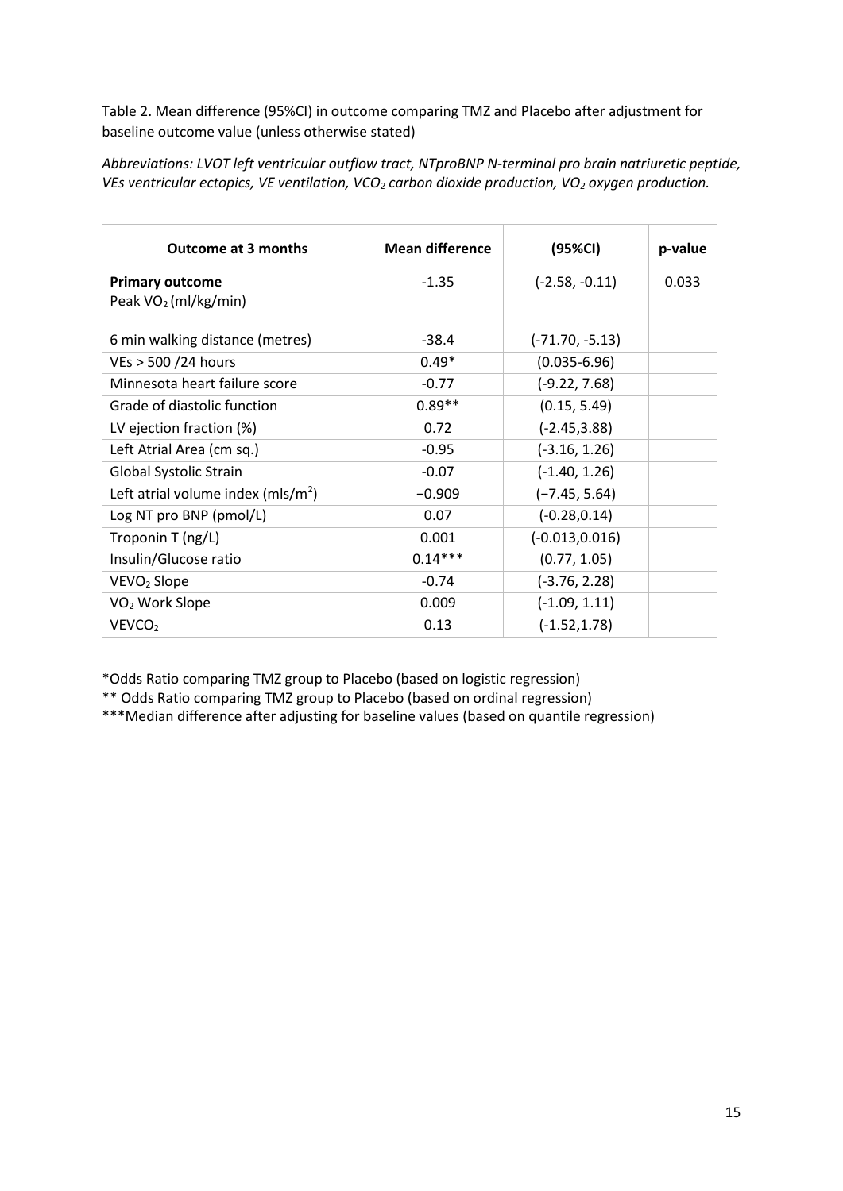Table 2. Mean difference (95%CI) in outcome comparing TMZ and Placebo after adjustment for baseline outcome value (unless otherwise stated)

*Abbreviations: LVOT left ventricular outflow tract, NTproBNP N-terminal pro brain natriuretic peptide, VEs ventricular ectopics, VE ventilation, $VCO_2$ carbon dioxide production, $VO_2$ oxygen production.*

| Outcome at 3 months | Mean difference | (95%CI) | p-value |
|---|---|---|---|
| **Primary outcome** Peak $VO_2$ (ml/kg/min) | -1.35 | (-2.58, -0.11) | 0.033 |
| 6 min walking distance (metres) | -38.4 | (-71.70, -5.13) | |
| VEs > 500 /24 hours | 0.49* | (0.035-6.96) | |
| Minnesota heart failure score | -0.77 | (-9.22, 7.68) | |
| Grade of diastolic function | 0.89** | (0.15, 5.49) | |
| LV ejection fraction (%) | 0.72 | (-2.45,3.88) | |
| Left Atrial Area (cm sq.) | -0.95 | (-3.16, 1.26) | |
| Global Systolic Strain | -0.07 | (-1.40, 1.26) | |
| Left atrial volume index (mls/$m^2$) | −0.909 | (−7.45, 5.64) | |
| Log NT pro BNP (pmol/L) | 0.07 | (-0.28,0.14) | |
| Troponin T (ng/L) | 0.001 | (-0.013,0.016) | |
| Insulin/Glucose ratio | 0.14*** | (0.77, 1.05) | |
| $VEVO_2$ Slope | -0.74 | (-3.76, 2.28) | |
| $VO_2$ Work Slope | 0.009 | (-1.09, 1.11) | |
| $VEVCO_2$ | 0.13 | (-1.52,1.78) | |

*Odds Ratio comparing TMZ group to Placebo (based on logistic regression)

** Odds Ratio comparing TMZ group to Placebo (based on ordinal regression)

***Median difference after adjusting for baseline values (based on quantile regression)